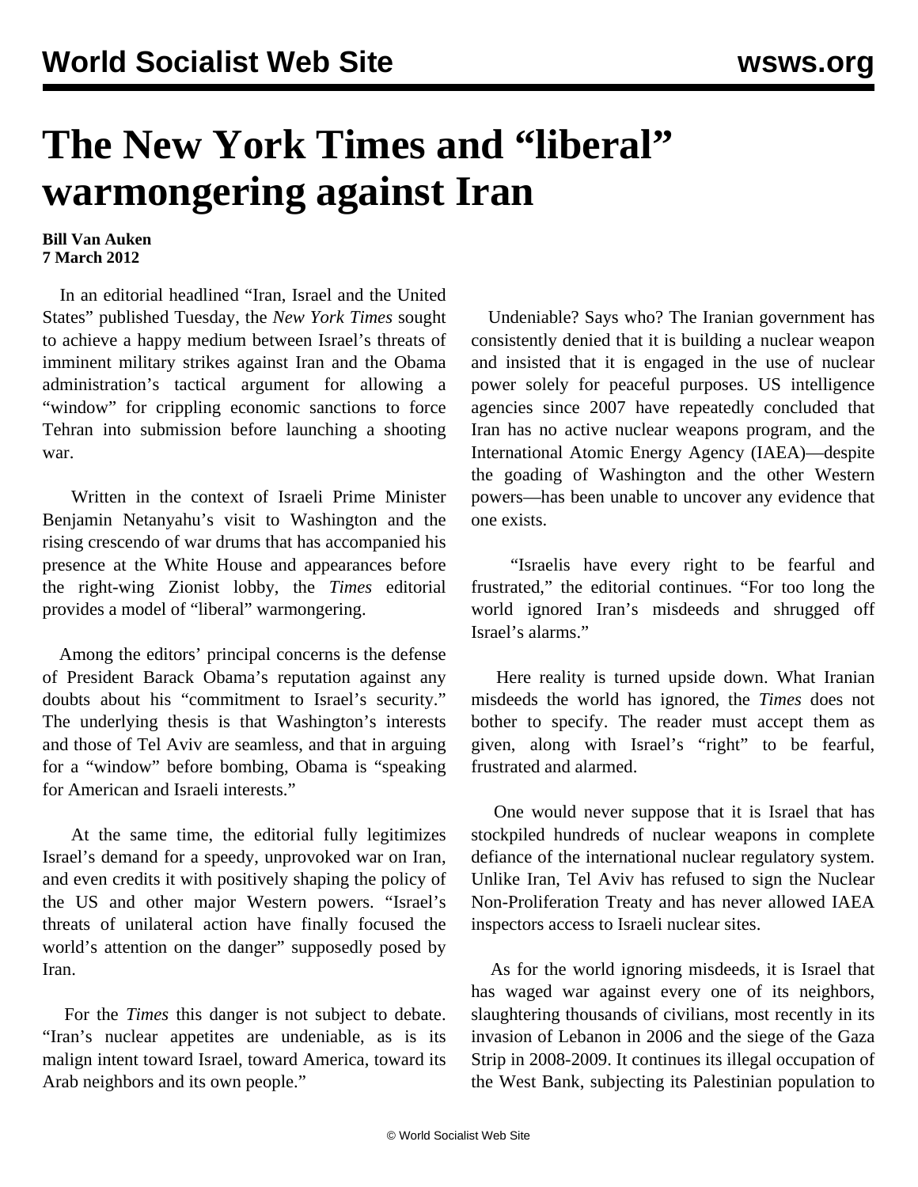# The New York Times and "liberal" warmongering against Iran

**Bill Van Auken**
**7 March 2012**

In an editorial headlined "Iran, Israel and the United States" published Tuesday, the *New York Times* sought to achieve a happy medium between Israel's threats of imminent military strikes against Iran and the Obama administration's tactical argument for allowing a "window" for crippling economic sanctions to force Tehran into submission before launching a shooting war.

Written in the context of Israeli Prime Minister Benjamin Netanyahu's visit to Washington and the rising crescendo of war drums that has accompanied his presence at the White House and appearances before the right-wing Zionist lobby, the *Times* editorial provides a model of "liberal" warmongering.

Among the editors' principal concerns is the defense of President Barack Obama's reputation against any doubts about his "commitment to Israel's security." The underlying thesis is that Washington's interests and those of Tel Aviv are seamless, and that in arguing for a "window" before bombing, Obama is "speaking for American and Israeli interests."

At the same time, the editorial fully legitimizes Israel's demand for a speedy, unprovoked war on Iran, and even credits it with positively shaping the policy of the US and other major Western powers. "Israel's threats of unilateral action have finally focused the world's attention on the danger" supposedly posed by Iran.

For the *Times* this danger is not subject to debate. "Iran's nuclear appetites are undeniable, as is its malign intent toward Israel, toward America, toward its Arab neighbors and its own people."

Undeniable? Says who? The Iranian government has consistently denied that it is building a nuclear weapon and insisted that it is engaged in the use of nuclear power solely for peaceful purposes. US intelligence agencies since 2007 have repeatedly concluded that Iran has no active nuclear weapons program, and the International Atomic Energy Agency (IAEA)—despite the goading of Washington and the other Western powers—has been unable to uncover any evidence that one exists.

"Israelis have every right to be fearful and frustrated," the editorial continues. "For too long the world ignored Iran's misdeeds and shrugged off Israel's alarms."

Here reality is turned upside down. What Iranian misdeeds the world has ignored, the *Times* does not bother to specify. The reader must accept them as given, along with Israel's "right" to be fearful, frustrated and alarmed.

One would never suppose that it is Israel that has stockpiled hundreds of nuclear weapons in complete defiance of the international nuclear regulatory system. Unlike Iran, Tel Aviv has refused to sign the Nuclear Non-Proliferation Treaty and has never allowed IAEA inspectors access to Israeli nuclear sites.

As for the world ignoring misdeeds, it is Israel that has waged war against every one of its neighbors, slaughtering thousands of civilians, most recently in its invasion of Lebanon in 2006 and the siege of the Gaza Strip in 2008-2009. It continues its illegal occupation of the West Bank, subjecting its Palestinian population to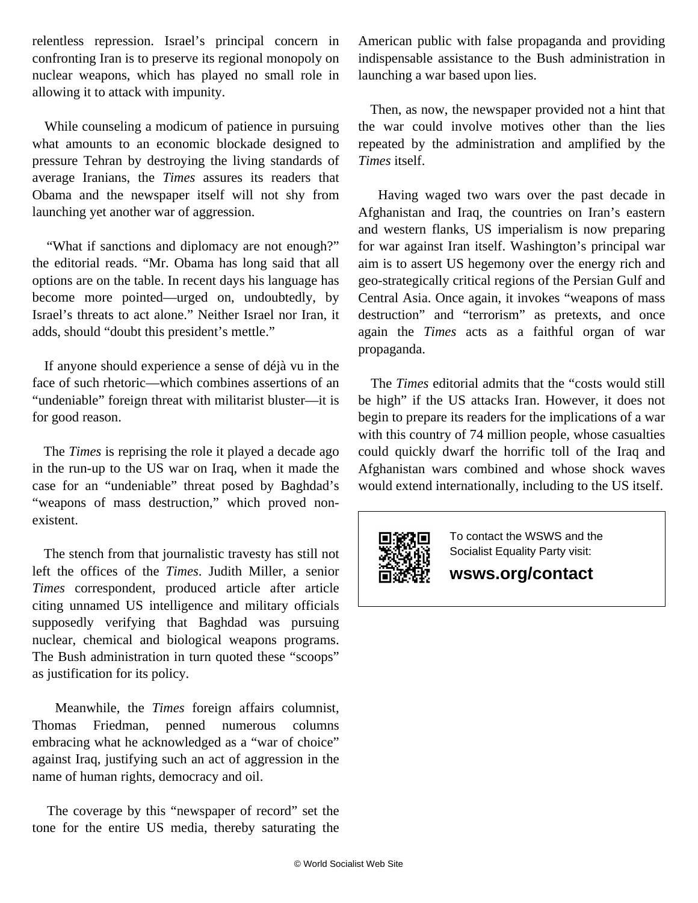relentless repression. Israel's principal concern in confronting Iran is to preserve its regional monopoly on nuclear weapons, which has played no small role in allowing it to attack with impunity.

While counseling a modicum of patience in pursuing what amounts to an economic blockade designed to pressure Tehran by destroying the living standards of average Iranians, the *Times* assures its readers that Obama and the newspaper itself will not shy from launching yet another war of aggression.

"What if sanctions and diplomacy are not enough?" the editorial reads. "Mr. Obama has long said that all options are on the table. In recent days his language has become more pointed—urged on, undoubtedly, by Israel's threats to act alone." Neither Israel nor Iran, it adds, should "doubt this president's mettle."

If anyone should experience a sense of déjà vu in the face of such rhetoric—which combines assertions of an "undeniable" foreign threat with militarist bluster—it is for good reason.

The *Times* is reprising the role it played a decade ago in the run-up to the US war on Iraq, when it made the case for an "undeniable" threat posed by Baghdad's "weapons of mass destruction," which proved non-existent.

The stench from that journalistic travesty has still not left the offices of the *Times*. Judith Miller, a senior *Times* correspondent, produced article after article citing unnamed US intelligence and military officials supposedly verifying that Baghdad was pursuing nuclear, chemical and biological weapons programs. The Bush administration in turn quoted these "scoops" as justification for its policy.

Meanwhile, the *Times* foreign affairs columnist, Thomas Friedman, penned numerous columns embracing what he acknowledged as a "war of choice" against Iraq, justifying such an act of aggression in the name of human rights, democracy and oil.

The coverage by this "newspaper of record" set the tone for the entire US media, thereby saturating the American public with false propaganda and providing indispensable assistance to the Bush administration in launching a war based upon lies.

Then, as now, the newspaper provided not a hint that the war could involve motives other than the lies repeated by the administration and amplified by the *Times* itself.

Having waged two wars over the past decade in Afghanistan and Iraq, the countries on Iran's eastern and western flanks, US imperialism is now preparing for war against Iran itself. Washington's principal war aim is to assert US hegemony over the energy rich and geo-strategically critical regions of the Persian Gulf and Central Asia. Once again, it invokes "weapons of mass destruction" and "terrorism" as pretexts, and once again the *Times* acts as a faithful organ of war propaganda.

The *Times* editorial admits that the "costs would still be high" if the US attacks Iran. However, it does not begin to prepare its readers for the implications of a war with this country of 74 million people, whose casualties could quickly dwarf the horrific toll of the Iraq and Afghanistan wars combined and whose shock waves would extend internationally, including to the US itself.

To contact the WSWS and the Socialist Equality Party visit:

**wsws.org/contact**